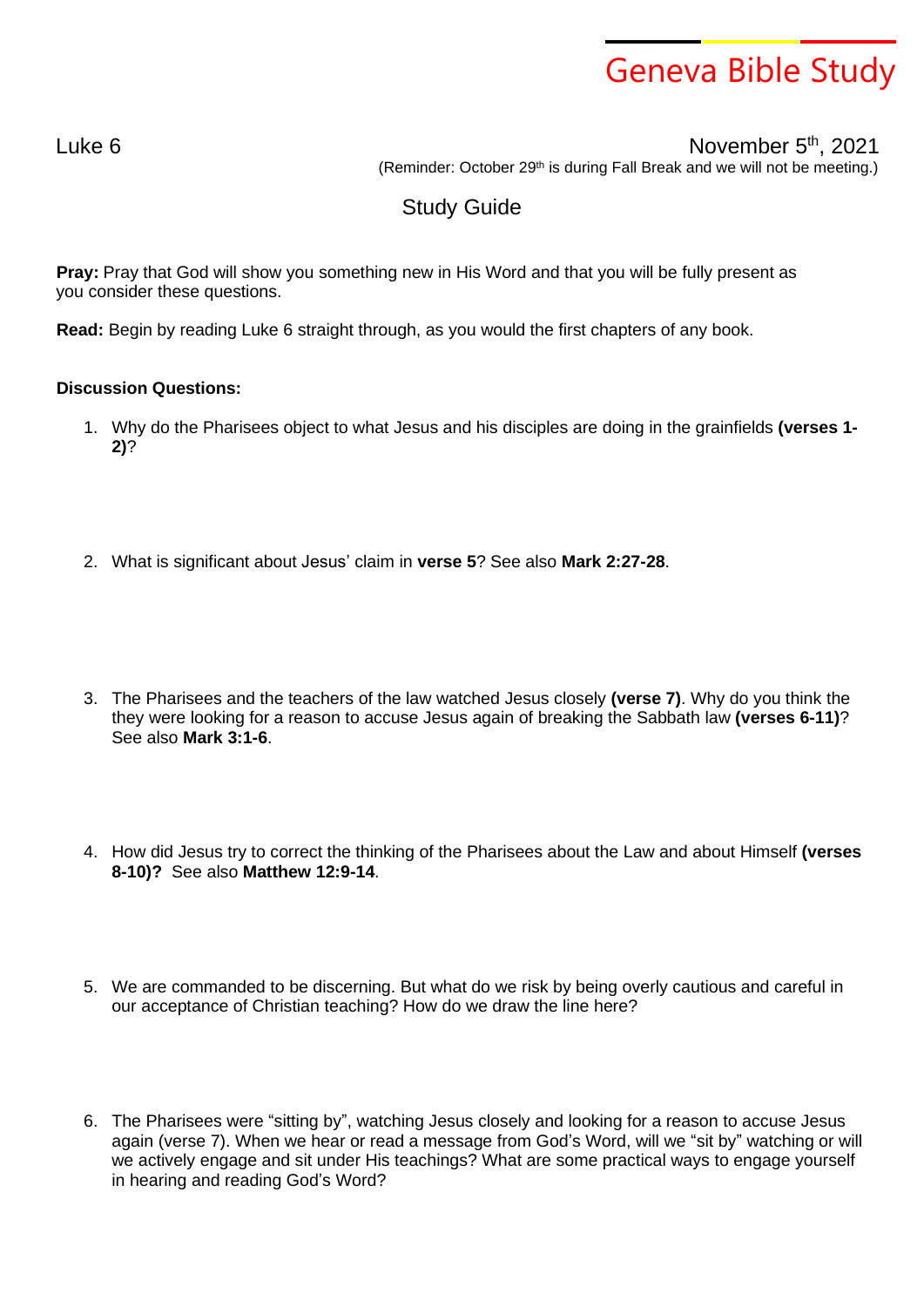# Geneva Bible Study

Luke 6

November 5th, 2021

(Reminder: October 29th is during Fall Break and we will not be meeting.)

## Study Guide

**Pray:** Pray that God will show you something new in His Word and that you will be fully present as you consider these questions.

**Read:** Begin by reading Luke 6 straight through, as you would the first chapters of any book.

**Discussion Questions:**

1. Why do the Pharisees object to what Jesus and his disciples are doing in the grainfields **(verses 1-2)**?

2. What is significant about Jesus' claim in **verse 5**? See also **Mark 2:27-28**.

3. The Pharisees and the teachers of the law watched Jesus closely **(verse 7)**. Why do you think the they were looking for a reason to accuse Jesus again of breaking the Sabbath law **(verses 6-11)**? See also **Mark 3:1-6**.

4. How did Jesus try to correct the thinking of the Pharisees about the Law and about Himself **(verses 8-10)?** See also **Matthew 12:9-14**.

5. We are commanded to be discerning. But what do we risk by being overly cautious and careful in our acceptance of Christian teaching? How do we draw the line here?

6. The Pharisees were "sitting by", watching Jesus closely and looking for a reason to accuse Jesus again (verse 7). When we hear or read a message from God's Word, will we "sit by" watching or will we actively engage and sit under His teachings? What are some practical ways to engage yourself in hearing and reading God's Word?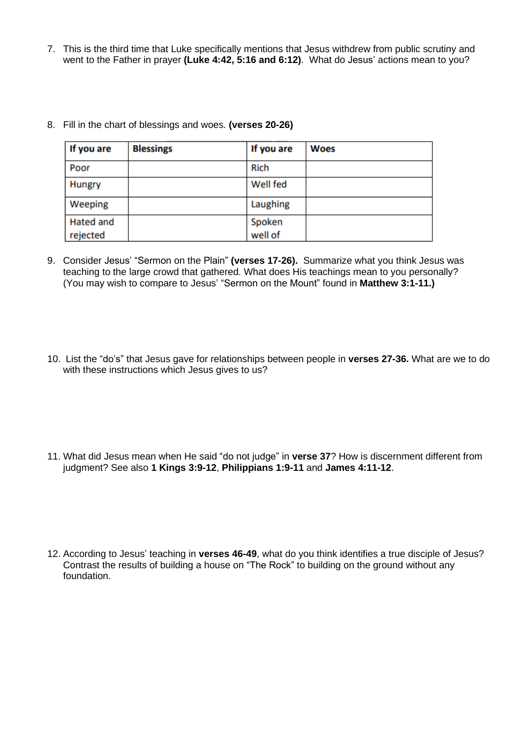7. This is the third time that Luke specifically mentions that Jesus withdrew from public scrutiny and went to the Father in prayer **(Luke 4:42, 5:16 and 6:12)**. What do Jesus' actions mean to you?

8. Fill in the chart of blessings and woes. **(verses 20-26)**

| **If you are** | **Blessings** | **If you are** | **Woes** |
|---|---|---|---|
| Poor | | Rich | |
| Hungry | | Well fed | |
| Weeping | | Laughing | |
| Hated and rejected | | Spoken well of | |

9. Consider Jesus' "Sermon on the Plain" **(verses 17-26).** Summarize what you think Jesus was teaching to the large crowd that gathered. What does His teachings mean to you personally? (You may wish to compare to Jesus' "Sermon on the Mount" found in **Matthew 3:1-11.)**

10. List the "do's" that Jesus gave for relationships between people in **verses 27-36.** What are we to do with these instructions which Jesus gives to us?

11. What did Jesus mean when He said "do not judge" in **verse 37**? How is discernment different from judgment? See also **1 Kings 3:9-12**, **Philippians 1:9-11** and **James 4:11-12**.

12. According to Jesus' teaching in **verses 46-49**, what do you think identifies a true disciple of Jesus? Contrast the results of building a house on "The Rock" to building on the ground without any foundation.